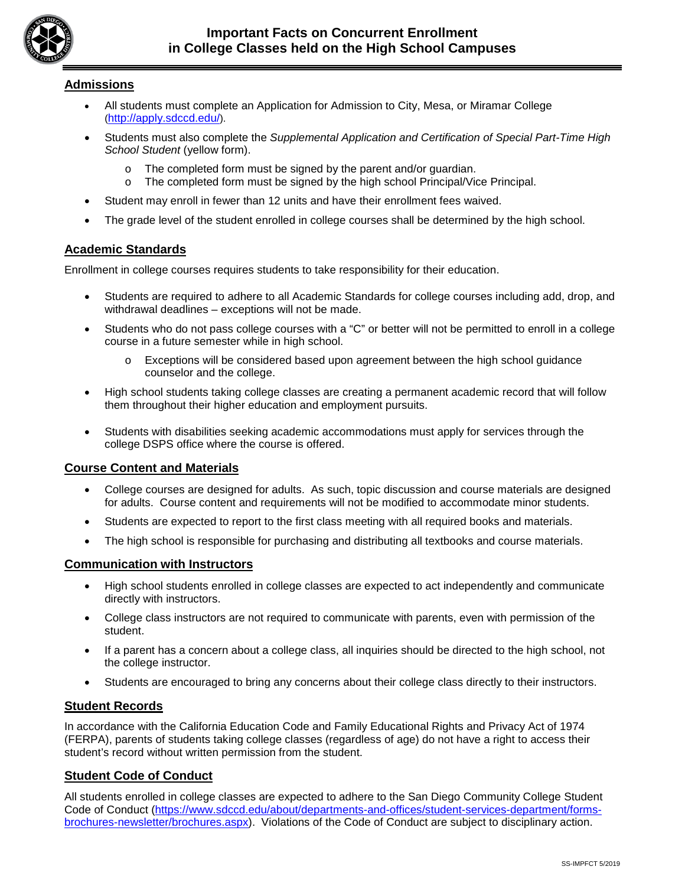# Important Facts on Concurrent Enrollment in College Classes held on the High School Campuses

## Admissions

- All students must complete an Application for Admission to City, Mesa, or Miramar College (http://apply.sdccd.edu/).
- Students must also complete the *Supplemental Application and Certification of Special Part-Time High School Student* (yellow form).
    - The completed form must be signed by the parent and/or guardian.
    - The completed form must be signed by the high school Principal/Vice Principal.
- Student may enroll in fewer than 12 units and have their enrollment fees waived.
- The grade level of the student enrolled in college courses shall be determined by the high school.

## Academic Standards

Enrollment in college courses requires students to take responsibility for their education.

- Students are required to adhere to all Academic Standards for college courses including add, drop, and withdrawal deadlines – exceptions will not be made.
- Students who do not pass college courses with a "C" or better will not be permitted to enroll in a college course in a future semester while in high school.
    - Exceptions will be considered based upon agreement between the high school guidance counselor and the college.
- High school students taking college classes are creating a permanent academic record that will follow them throughout their higher education and employment pursuits.
- Students with disabilities seeking academic accommodations must apply for services through the college DSPS office where the course is offered.

## Course Content and Materials

- College courses are designed for adults. As such, topic discussion and course materials are designed for adults. Course content and requirements will not be modified to accommodate minor students.
- Students are expected to report to the first class meeting with all required books and materials.
- The high school is responsible for purchasing and distributing all textbooks and course materials.

## Communication with Instructors

- High school students enrolled in college classes are expected to act independently and communicate directly with instructors.
- College class instructors are not required to communicate with parents, even with permission of the student.
- If a parent has a concern about a college class, all inquiries should be directed to the high school, not the college instructor.
- Students are encouraged to bring any concerns about their college class directly to their instructors.

## Student Records

In accordance with the California Education Code and Family Educational Rights and Privacy Act of 1974 (FERPA), parents of students taking college classes (regardless of age) do not have a right to access their student's record without written permission from the student.

## Student Code of Conduct

All students enrolled in college classes are expected to adhere to the San Diego Community College Student Code of Conduct (https://www.sdccd.edu/about/departments-and-offices/student-services-department/forms-brochures-newsletter/brochures.aspx). Violations of the Code of Conduct are subject to disciplinary action.

SS-IMPFCT 5/2019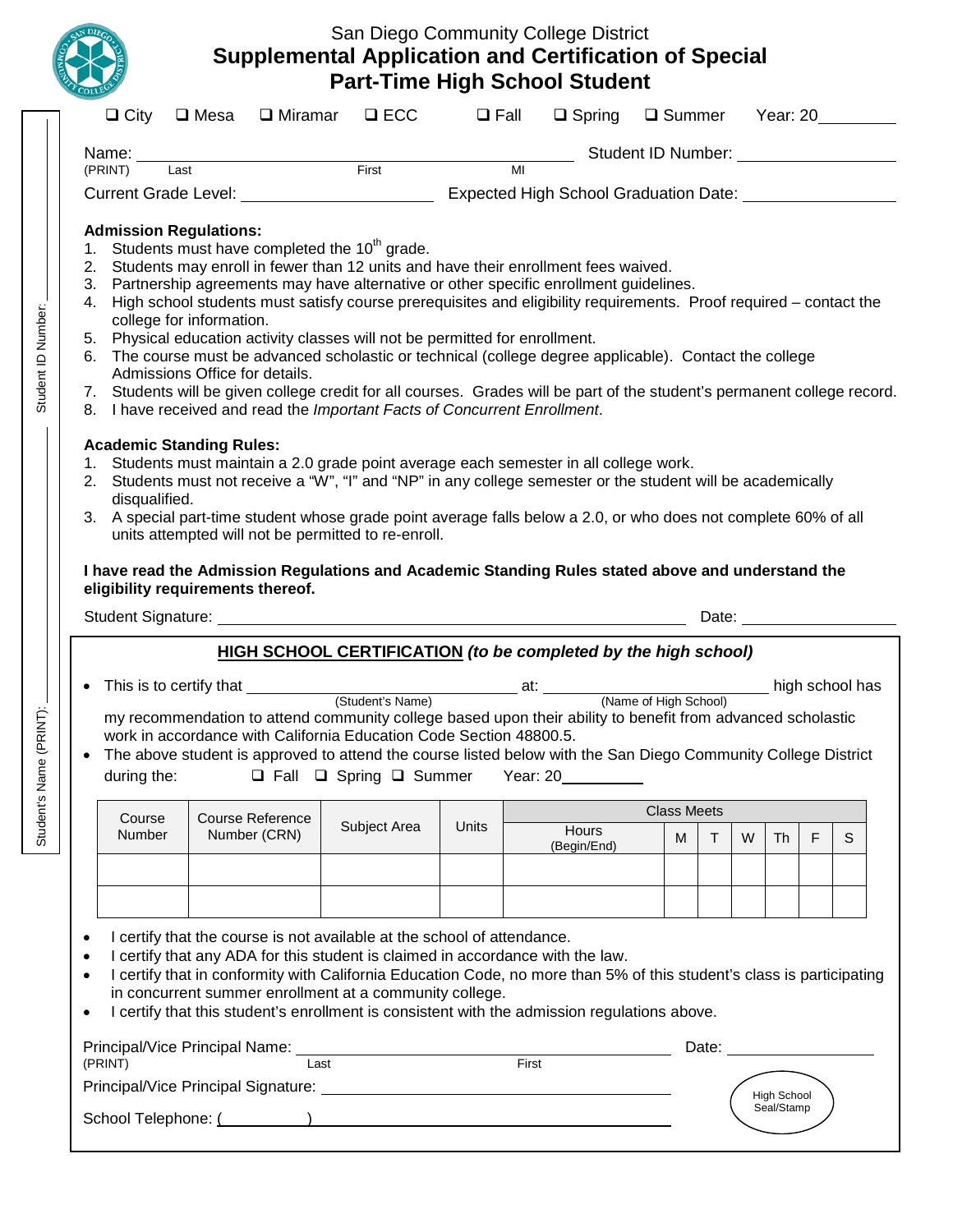San Diego Community College District

# Supplemental Application and Certification of Special Part-Time High School Student

❑ City ❑ Mesa ❑ Miramar ❑ ECC ❑ Fall ❑ Spring ❑ Summer Year: 20\_\_\_\_\_\_\_\_

Name: \_\_\_\_\_\_\_\_\_\_\_\_\_\_\_\_\_\_\_\_\_\_\_\_\_\_\_\_\_\_\_\_\_\_\_\_\_\_\_\_ Student ID Number: \_\_\_\_\_\_\_\_\_\_\_\_\_\_\_\_\_\_
(PRINT) Last First MI

Current Grade Level: \_\_\_\_\_\_\_\_\_\_\_\_\_\_\_\_\_\_\_\_ Expected High School Graduation Date: \_\_\_\_\_\_\_\_\_\_\_\_\_\_\_\_

**Admission Regulations:**

1. Students must have completed the 10th grade.
2. Students may enroll in fewer than 12 units and have their enrollment fees waived.
3. Partnership agreements may have alternative or other specific enrollment guidelines.
4. High school students must satisfy course prerequisites and eligibility requirements. Proof required – contact the college for information.
5. Physical education activity classes will not be permitted for enrollment.
6. The course must be advanced scholastic or technical (college degree applicable). Contact the college Admissions Office for details.
7. Students will be given college credit for all courses. Grades will be part of the student's permanent college record.
8. I have received and read the *Important Facts of Concurrent Enrollment*.

**Academic Standing Rules:**

1. Students must maintain a 2.0 grade point average each semester in all college work.
2. Students must not receive a "W", "I" and "NP" in any college semester or the student will be academically disqualified.
3. A special part-time student whose grade point average falls below a 2.0, or who does not complete 60% of all units attempted will not be permitted to re-enroll.

**I have read the Admission Regulations and Academic Standing Rules stated above and understand the eligibility requirements thereof.**

Student Signature: \_\_\_\_\_\_\_\_\_\_\_\_\_\_\_\_\_\_\_\_\_\_\_\_\_\_\_\_\_\_\_\_\_\_\_\_\_\_\_\_ Date: \_\_\_\_\_\_\_\_\_\_\_\_\_\_\_\_

## HIGH SCHOOL CERTIFICATION *(to be completed by the high school)*

- This is to certify that \_\_\_\_\_\_\_\_\_\_\_\_\_\_\_\_\_\_\_\_\_\_\_\_ (Student's Name) at: \_\_\_\_\_\_\_\_\_\_\_\_\_\_\_\_\_\_\_\_\_\_\_\_ (Name of High School) high school has my recommendation to attend community college based upon their ability to benefit from advanced scholastic work in accordance with California Education Code Section 48800.5.
- The above student is approved to attend the course listed below with the San Diego Community College District during the: ❑ Fall ❑ Spring ❑ Summer Year: 20\_\_\_\_\_\_\_\_

| Course Number | Course Reference Number (CRN) | Subject Area | Units | Class Meets | | | | | | |
|---|---|---|---|---|---|---|---|---|---|---|
| | | | | Hours (Begin/End) | M | T | W | Th | F | S |
| | | | | | | | | | | |
| | | | | | | | | | | |

- I certify that the course is not available at the school of attendance.
- I certify that any ADA for this student is claimed in accordance with the law.
- I certify that in conformity with California Education Code, no more than 5% of this student's class is participating in concurrent summer enrollment at a community college.
- I certify that this student's enrollment is consistent with the admission regulations above.

Principal/Vice Principal Name: \_\_\_\_\_\_\_\_\_\_\_\_\_\_\_\_\_\_\_\_\_\_\_\_\_\_\_\_\_\_\_\_ Date: \_\_\_\_\_\_\_\_\_\_\_\_\_\_\_\_
(PRINT) Last First

Principal/Vice Principal Signature: \_\_\_\_\_\_\_\_\_\_\_\_\_\_\_\_\_\_\_\_\_\_\_\_\_\_\_\_\_\_\_\_

School Telephone: (\_\_\_\_\_\_\_\_) \_\_\_\_\_\_\_\_\_\_\_\_\_\_\_\_\_\_\_\_\_\_\_\_

High School Seal/Stamp

Student ID Number: \_\_\_\_\_\_\_\_\_\_\_\_\_\_\_\_

Student's Name (PRINT): \_\_\_\_\_\_\_\_\_\_\_\_\_\_\_\_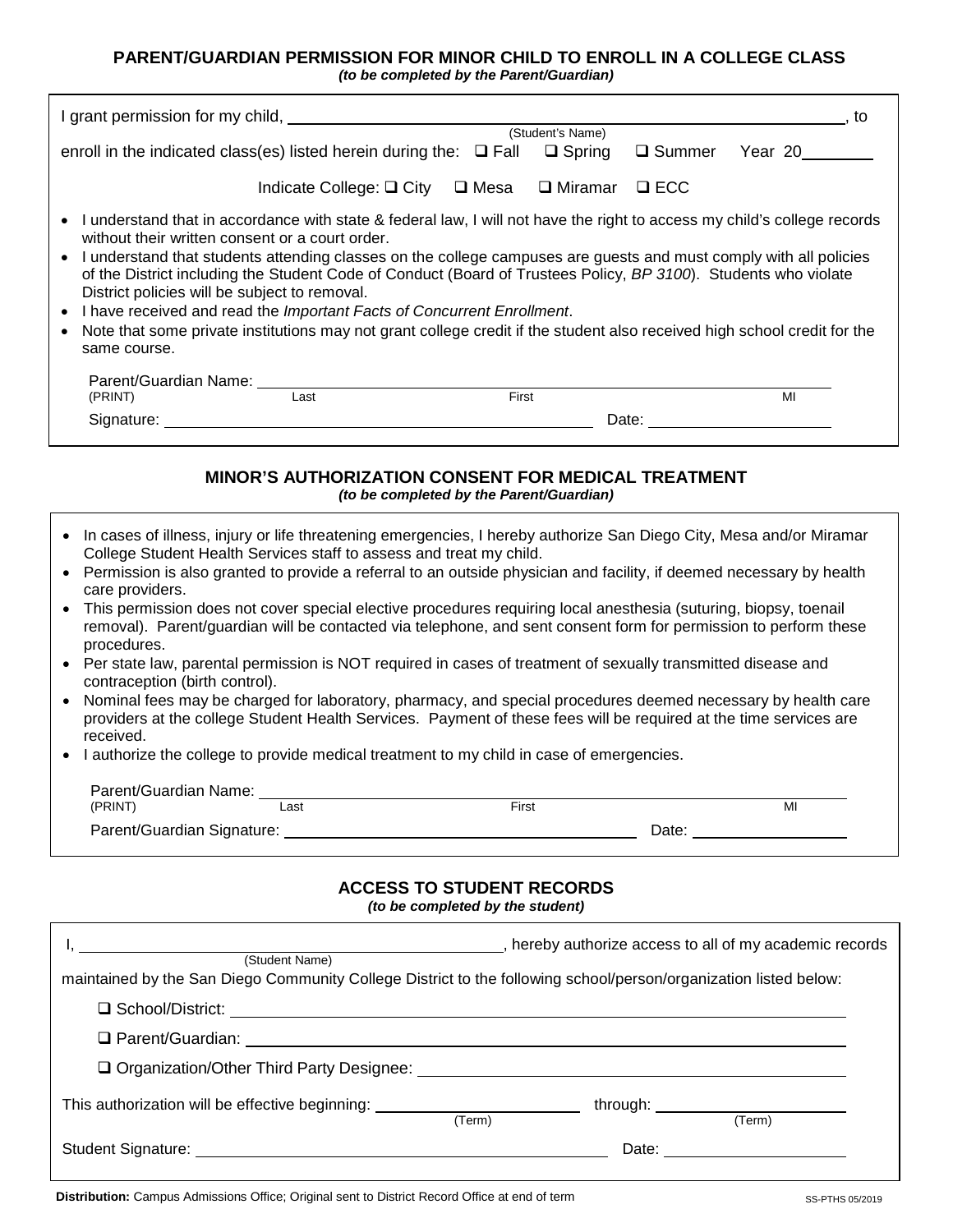## PARENT/GUARDIAN PERMISSION FOR MINOR CHILD TO ENROLL IN A COLLEGE CLASS

*(to be completed by the Parent/Guardian)*

I grant permission for my child, ______________________________ (Student's Name), to enroll in the indicated class(es) listed herein during the: ❑ Fall ❑ Spring ❑ Summer Year 20________

Indicate College: ❑ City ❑ Mesa ❑ Miramar ❑ ECC

- I understand that in accordance with state & federal law, I will not have the right to access my child's college records without their written consent or a court order.
- I understand that students attending classes on the college campuses are guests and must comply with all policies of the District including the Student Code of Conduct (Board of Trustees Policy, *BP 3100*). Students who violate District policies will be subject to removal.
- I have received and read the *Important Facts of Concurrent Enrollment*.
- Note that some private institutions may not grant college credit if the student also received high school credit for the same course.

Parent/Guardian Name: ______________________________
(PRINT) Last First MI

Signature: ______________________________ Date: ______________

## MINOR'S AUTHORIZATION CONSENT FOR MEDICAL TREATMENT

*(to be completed by the Parent/Guardian)*

- In cases of illness, injury or life threatening emergencies, I hereby authorize San Diego City, Mesa and/or Miramar College Student Health Services staff to assess and treat my child.
- Permission is also granted to provide a referral to an outside physician and facility, if deemed necessary by health care providers.
- This permission does not cover special elective procedures requiring local anesthesia (suturing, biopsy, toenail removal). Parent/guardian will be contacted via telephone, and sent consent form for permission to perform these procedures.
- Per state law, parental permission is NOT required in cases of treatment of sexually transmitted disease and contraception (birth control).
- Nominal fees may be charged for laboratory, pharmacy, and special procedures deemed necessary by health care providers at the college Student Health Services. Payment of these fees will be required at the time services are received.
- I authorize the college to provide medical treatment to my child in case of emergencies.

Parent/Guardian Name: ______________________________
(PRINT) Last First MI

Parent/Guardian Signature: ______________________________ Date: ______________

## ACCESS TO STUDENT RECORDS

*(to be completed by the student)*

I, ______________________________ (Student Name), hereby authorize access to all of my academic records maintained by the San Diego Community College District to the following school/person/organization listed below:

❑ School/District: ______________________________

❑ Parent/Guardian: ______________________________

❑ Organization/Other Third Party Designee: ______________________________

This authorization will be effective beginning: ______________ (Term) through: ______________ (Term)

Student Signature: ______________________________ Date: ______________

**Distribution:** Campus Admissions Office; Original sent to District Record Office at end of term

SS-PTHS 05/2019